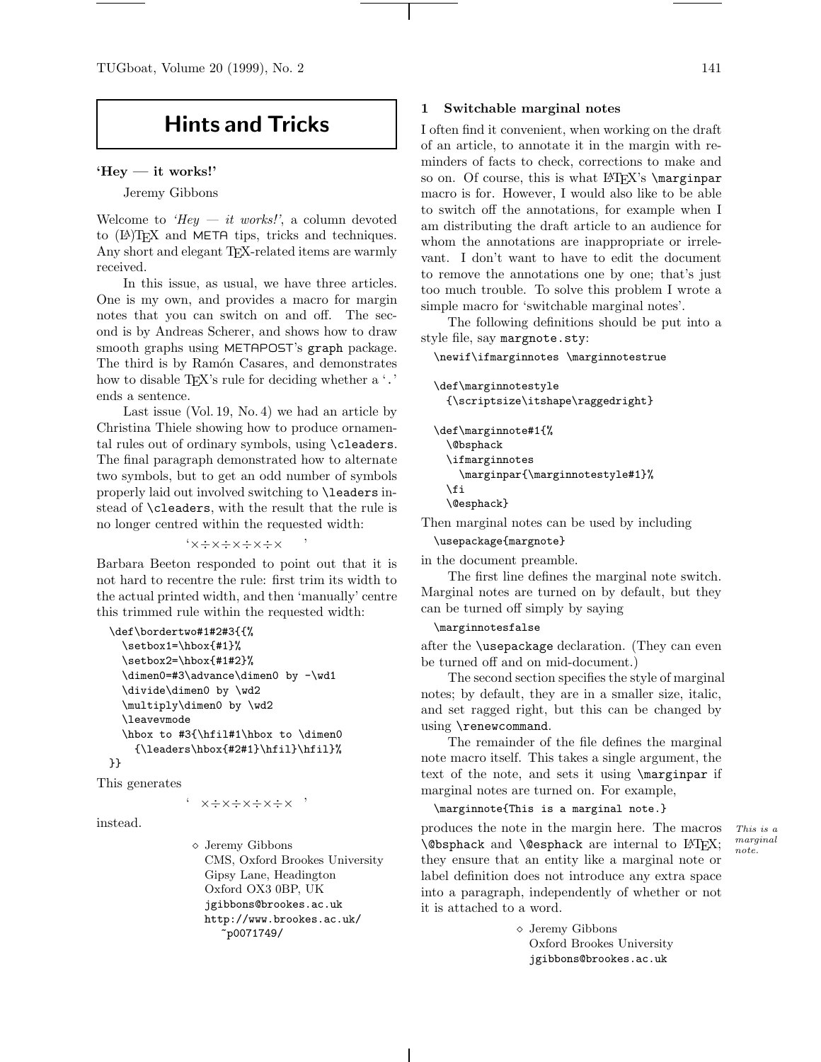# Hints and Tricks

## 'Hey — it works!'

Jeremy Gibbons

Welcome to *'Hey — it works!'*, a column devoted to (LA)TEX and META tips, tricks and techniques. Any short and elegant TEX-related items are warmly received.

In this issue, as usual, we have three articles. One is my own, and provides a macro for margin notes that you can switch on and off. The second is by Andreas Scherer, and shows how to draw smooth graphs using METAPOST's `graph` package. The third is by Ramón Casares, and demonstrates how to disable TEX's rule for deciding whether a '`.`' ends a sentence.

Last issue (Vol. 19, No. 4) we had an article by Christina Thiele showing how to produce ornamental rules out of ordinary symbols, using `\cleaders`. The final paragraph demonstrated how to alternate two symbols, but to get an odd number of symbols properly laid out involved switching to `\leaders` instead of `\cleaders`, with the result that the rule is no longer centred within the requested width:

'×÷×÷×÷×÷×     '

Barbara Beeton responded to point out that it is not hard to recentre the rule: first trim its width to the actual printed width, and then 'manually' centre this trimmed rule within the requested width:

```
\def\bordertwo#1#2#3{{%
  \setbox1=\hbox{#1}%
  \setbox2=\hbox{#1#2}%
  \dimen0=#3\advance\dimen0 by -\wd1
  \divide\dimen0 by \wd2
  \multiply\dimen0 by \wd2
  \leavevmode
  \hbox to #3{\hfil#1\hbox to \dimen0
    {\leaders\hbox{#2#1}\hfil}\hfil}%
}}
```

This generates

'  ×÷×÷×÷×÷×  '

instead.

◇ Jeremy Gibbons
CMS, Oxford Brookes University
Gipsy Lane, Headington
Oxford OX3 0BP, UK
jgibbons@brookes.ac.uk
http://www.brookes.ac.uk/~p0071749/

## 1 Switchable marginal notes

I often find it convenient, when working on the draft of an article, to annotate it in the margin with reminders of facts to check, corrections to make and so on. Of course, this is what LATEX's `\marginpar` macro is for. However, I would also like to be able to switch off the annotations, for example when I am distributing the draft article to an audience for whom the annotations are inappropriate or irrelevant. I don't want to have to edit the document to remove the annotations one by one; that's just too much trouble. To solve this problem I wrote a simple macro for 'switchable marginal notes'.

The following definitions should be put into a style file, say `margnote.sty`:

```
\newif\ifmarginnotes \marginnotestrue

\def\marginnotestyle
  {\scriptsize\itshape\raggedright}

\def\marginnote#1{%
  \@bsphack
  \ifmarginnotes
    \marginpar{\marginnotestyle#1}%
  \fi
  \@esphack}
```

Then marginal notes can be used by including

```
\usepackage{margnote}
```

in the document preamble.

The first line defines the marginal note switch. Marginal notes are turned on by default, but they can be turned off simply by saying

```
\marginnotesfalse
```

after the `\usepackage` declaration. (They can even be turned off and on mid-document.)

The second section specifies the style of marginal notes; by default, they are in a smaller size, italic, and set ragged right, but this can be changed by using `\renewcommand`.

The remainder of the file defines the marginal note macro itself. This takes a single argument, the text of the note, and sets it using `\marginpar` if marginal notes are turned on. For example,

```
\marginnote{This is a marginal note.}
```

produces the note in the margin here. The macros `\@bsphack` and `\@esphack` are internal to LATEX; they ensure that an entity like a marginal note or label definition does not introduce any extra space into a paragraph, independently of whether or not it is attached to a word.

*This is a marginal note.*

◇ Jeremy Gibbons
Oxford Brookes University
jgibbons@brookes.ac.uk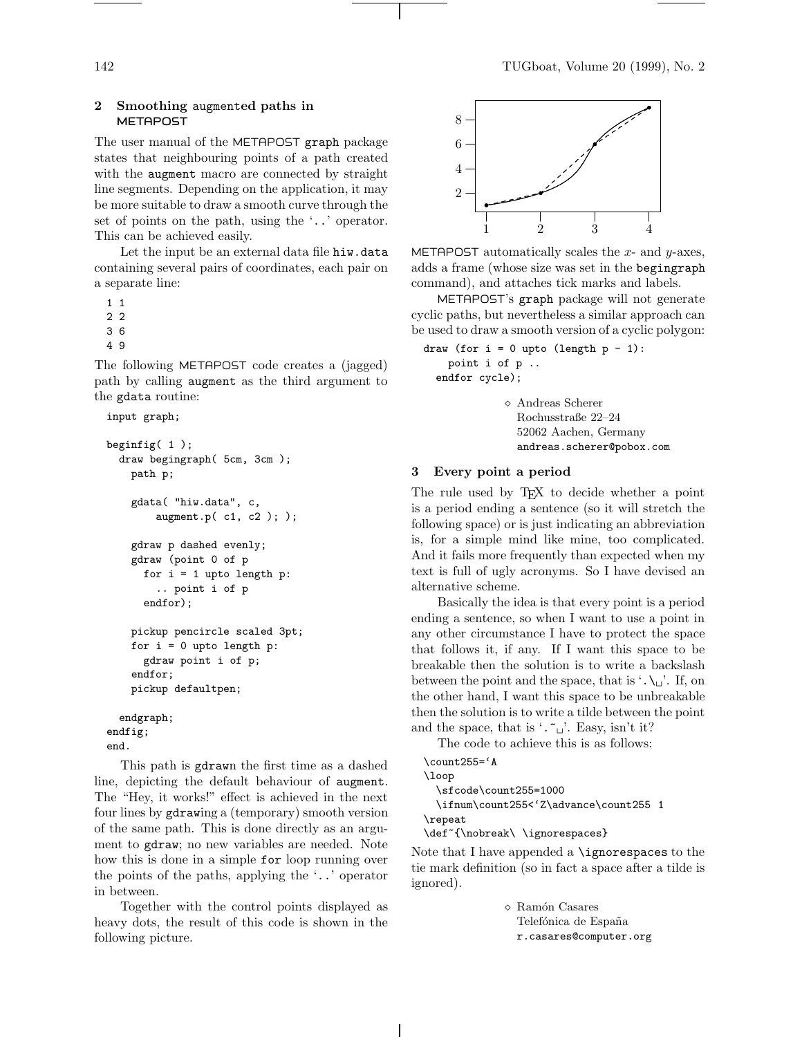## 2 Smoothing augmented paths in METAPOST

The user manual of the METAPOST `graph` package states that neighbouring points of a path created with the `augment` macro are connected by straight line segments. Depending on the application, it may be more suitable to draw a smooth curve through the set of points on the path, using the '`..`' operator. This can be achieved easily.

Let the input be an external data file `hiw.data` containing several pairs of coordinates, each pair on a separate line:

```
1 1
2 2
3 6
4 9
```

The following METAPOST code creates a (jagged) path by calling `augment` as the third argument to the `gdata` routine:

```
input graph;

beginfig( 1 );
  draw begingraph( 5cm, 3cm );
    path p;

    gdata( "hiw.data", c,
        augment.p( c1, c2 ); );

    gdraw p dashed evenly;
    gdraw (point 0 of p
      for i = 1 upto length p:
        .. point i of p
      endfor);

    pickup pencircle scaled 3pt;
    for i = 0 upto length p:
      gdraw point i of p;
    endfor;
    pickup defaultpen;

  endgraph;
endfig;
end.
```

This path is `gdraw`n the first time as a dashed line, depicting the default behaviour of `augment`. The "Hey, it works!" effect is achieved in the next four lines by `gdraw`ing a (temporary) smooth version of the same path. This is done directly as an argument to `gdraw`; no new variables are needed. Note how this is done in a simple `for` loop running over the points of the paths, applying the '`..`' operator in between.

Together with the control points displayed as heavy dots, the result of this code is shown in the following picture.

8
6
4
2
1
2
3
4

METAPOST automatically scales the $x$- and $y$-axes, adds a frame (whose size was set in the `begingraph` command), and attaches tick marks and labels.

METAPOST's `graph` package will not generate cyclic paths, but nevertheless a similar approach can be used to draw a smooth version of a cyclic polygon:

```
draw (for i = 0 upto (length p - 1):
    point i of p ..
  endfor cycle);
```

◇ Andreas Scherer
Rochusstraße 22–24
52062 Aachen, Germany
`andreas.scherer@pobox.com`

## 3 Every point a period

The rule used by TeX to decide whether a point is a period ending a sentence (so it will stretch the following space) or is just indicating an abbreviation is, for a simple mind like mine, too complicated. And it fails more frequently than expected when my text is full of ugly acronyms. So I have devised an alternative scheme.

Basically the idea is that every point is a period ending a sentence, so when I want to use a point in any other circumstance I have to protect the space that follows it, if any. If I want this space to be breakable then the solution is to write a backslash between the point and the space, that is '`.\␣`'. If, on the other hand, I want this space to be unbreakable then the solution is to write a tilde between the point and the space, that is '`.~␣`'. Easy, isn't it?

The code to achieve this is as follows:

```
\count255=`A
\loop
  \sfcode\count255=1000
  \ifnum\count255<`Z\advance\count255 1
\repeat
\def~{\nobreak\ \ignorespaces}
```

Note that I have appended a `\ignorespaces` to the tie mark definition (so in fact a space after a tilde is ignored).

◇ Ramón Casares
Telefónica de España
`r.casares@computer.org`